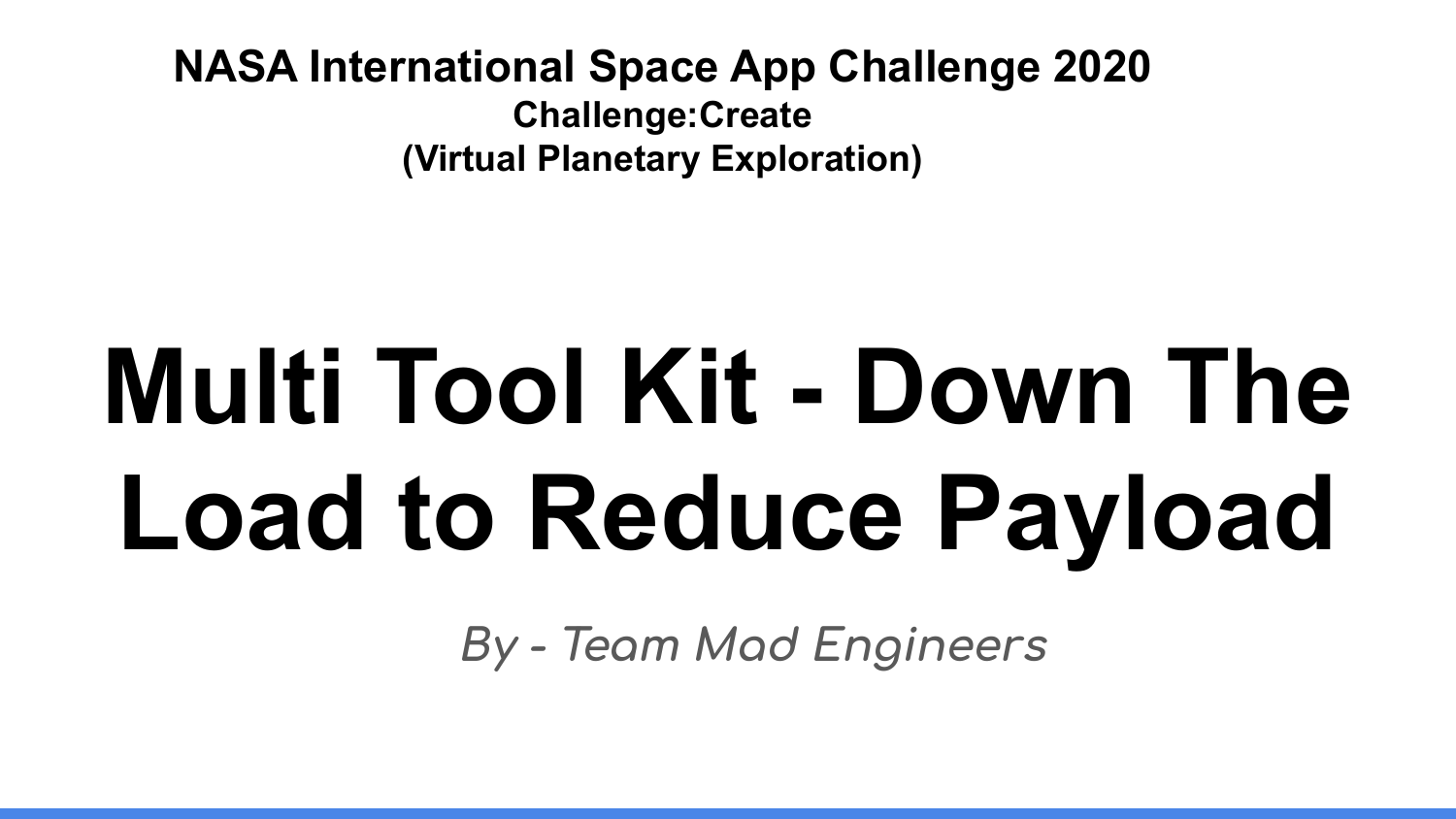**NASA International Space App Challenge 2020**

**Challenge:Create**

**(Virtual Planetary Exploration)**

# Multi Tool Kit - Down The Load to Reduce Payload

*By - Team Mad Engineers*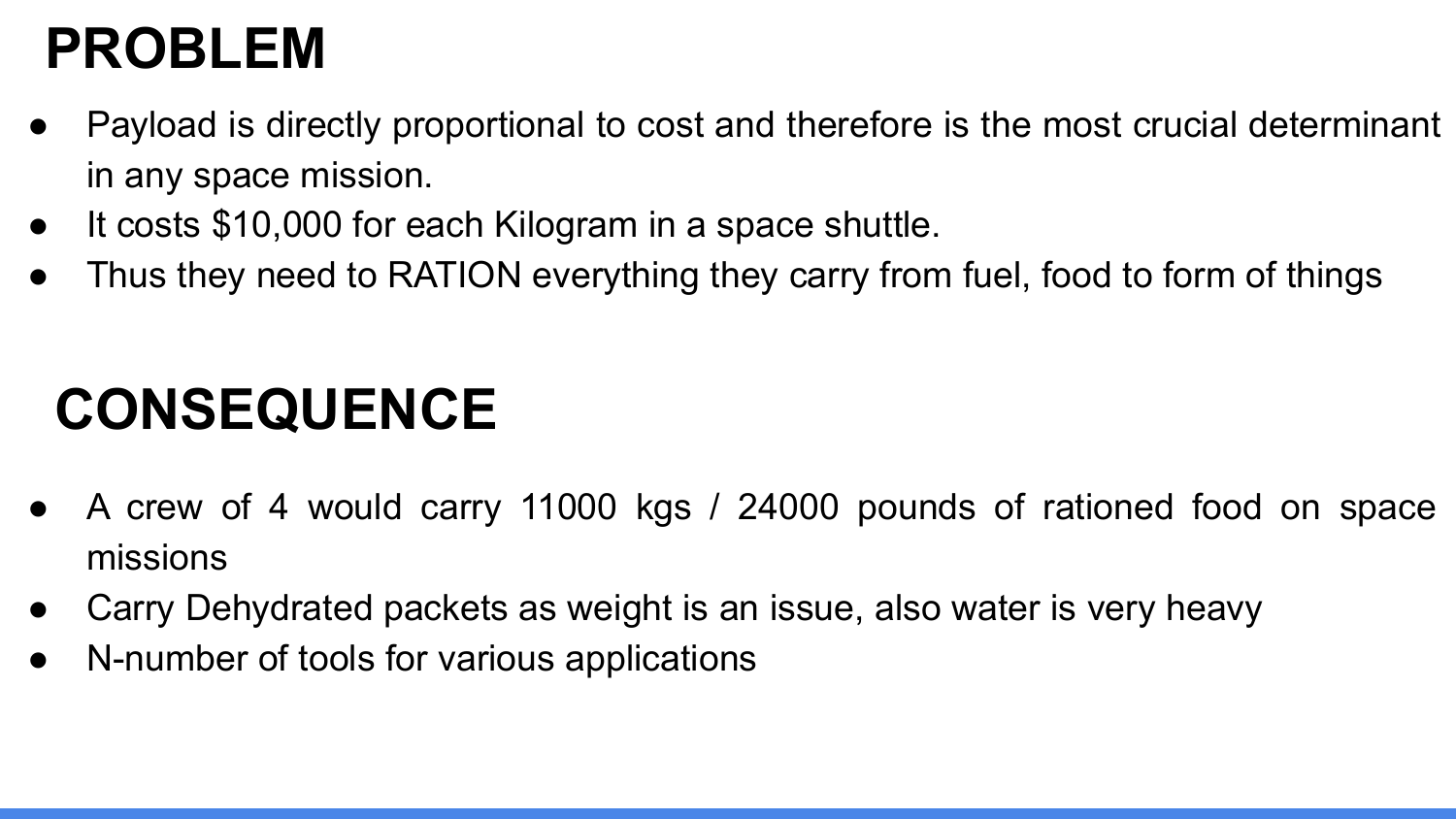# PROBLEM

- Payload is directly proportional to cost and therefore is the most crucial determinant in any space mission.
- It costs $10,000 for each Kilogram in a space shuttle.
- Thus they need to RATION everything they carry from fuel, food to form of things

# CONSEQUENCE

- A crew of 4 would carry 11000 kgs / 24000 pounds of rationed food on space missions
- Carry Dehydrated packets as weight is an issue, also water is very heavy
- N-number of tools for various applications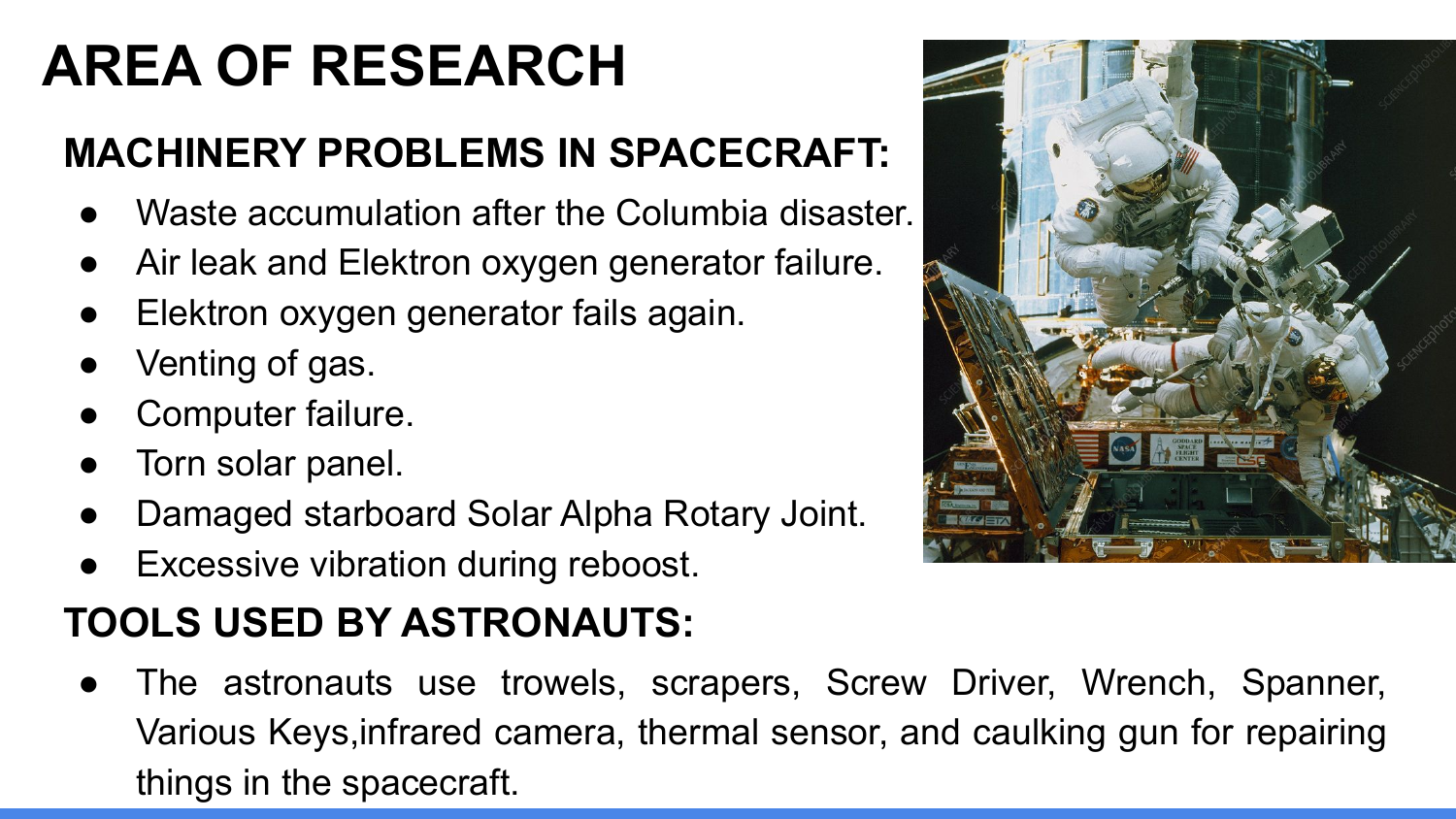# AREA OF RESEARCH

## MACHINERY PROBLEMS IN SPACECRAFT:

- Waste accumulation after the Columbia disaster.
- Air leak and Elektron oxygen generator failure.
- Elektron oxygen generator fails again.
- Venting of gas.
- Computer failure.
- Torn solar panel.
- Damaged starboard Solar Alpha Rotary Joint.
- Excessive vibration during reboost.

## TOOLS USED BY ASTRONAUTS:

- The astronauts use trowels, scrapers, Screw Driver, Wrench, Spanner, Various Keys,infrared camera, thermal sensor, and caulking gun for repairing things in the spacecraft.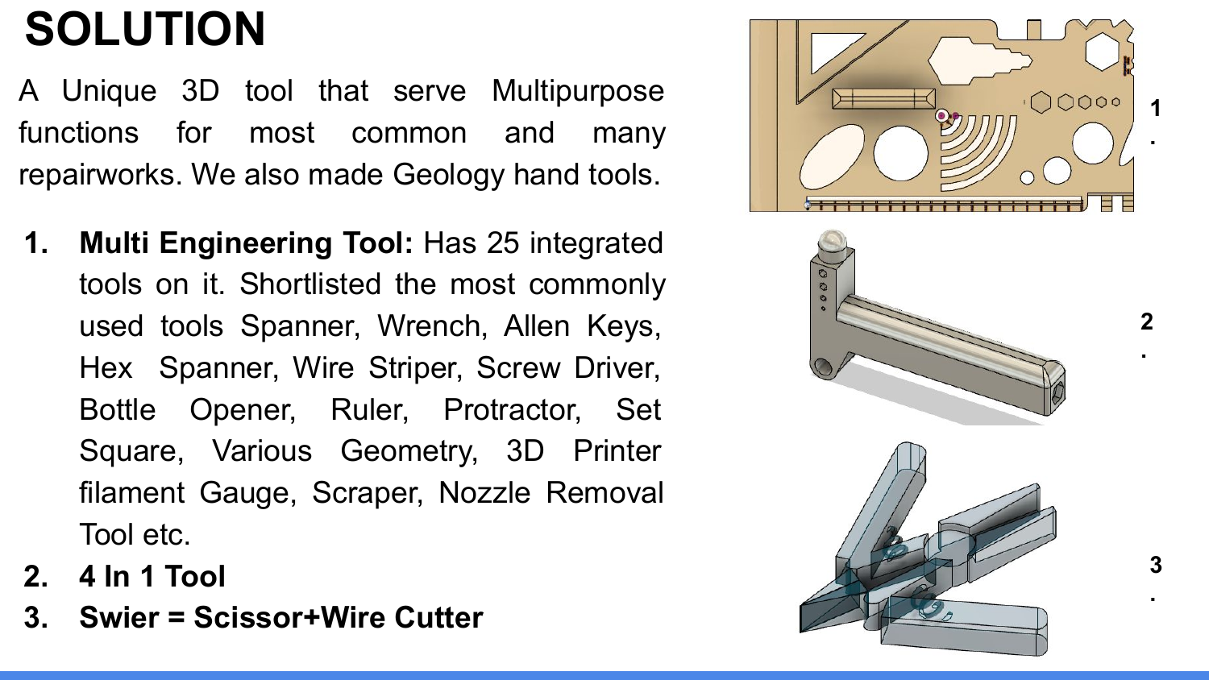# SOLUTION

A Unique 3D tool that serve Multipurpose functions for most common and many repairworks. We also made Geology hand tools.

1. **Multi Engineering Tool:** Has 25 integrated tools on it. Shortlisted the most commonly used tools Spanner, Wrench, Allen Keys, Hex Spanner, Wire Striper, Screw Driver, Bottle Opener, Ruler, Protractor, Set Square, Various Geometry, 3D Printer filament Gauge, Scraper, Nozzle Removal Tool etc.
2. **4 In 1 Tool**
3. **Swier = Scissor+Wire Cutter**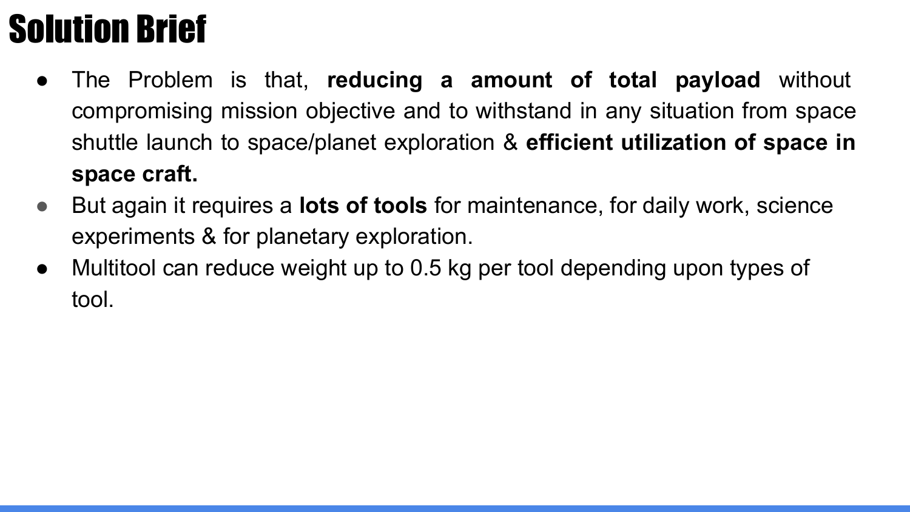# Solution Brief

- The Problem is that, **reducing a amount of total payload** without compromising mission objective and to withstand in any situation from space shuttle launch to space/planet exploration & **efficient utilization of space in space craft.**
- But again it requires a **lots of tools** for maintenance, for daily work, science experiments & for planetary exploration.
- Multitool can reduce weight up to 0.5 kg per tool depending upon types of tool.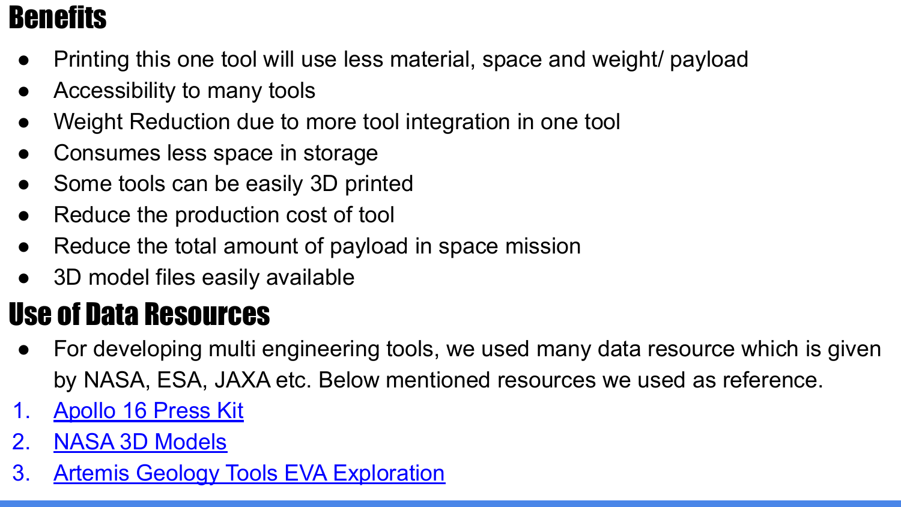# Benefits

- Printing this one tool will use less material, space and weight/ payload
- Accessibility to many tools
- Weight Reduction due to more tool integration in one tool
- Consumes less space in storage
- Some tools can be easily 3D printed
- Reduce the production cost of tool
- Reduce the total amount of payload in space mission
- 3D model files easily available

# Use of Data Resources

- For developing multi engineering tools, we used many data resource which is given by NASA, ESA, JAXA etc. Below mentioned resources we used as reference.

1. Apollo 16 Press Kit
2. NASA 3D Models
3. Artemis Geology Tools EVA Exploration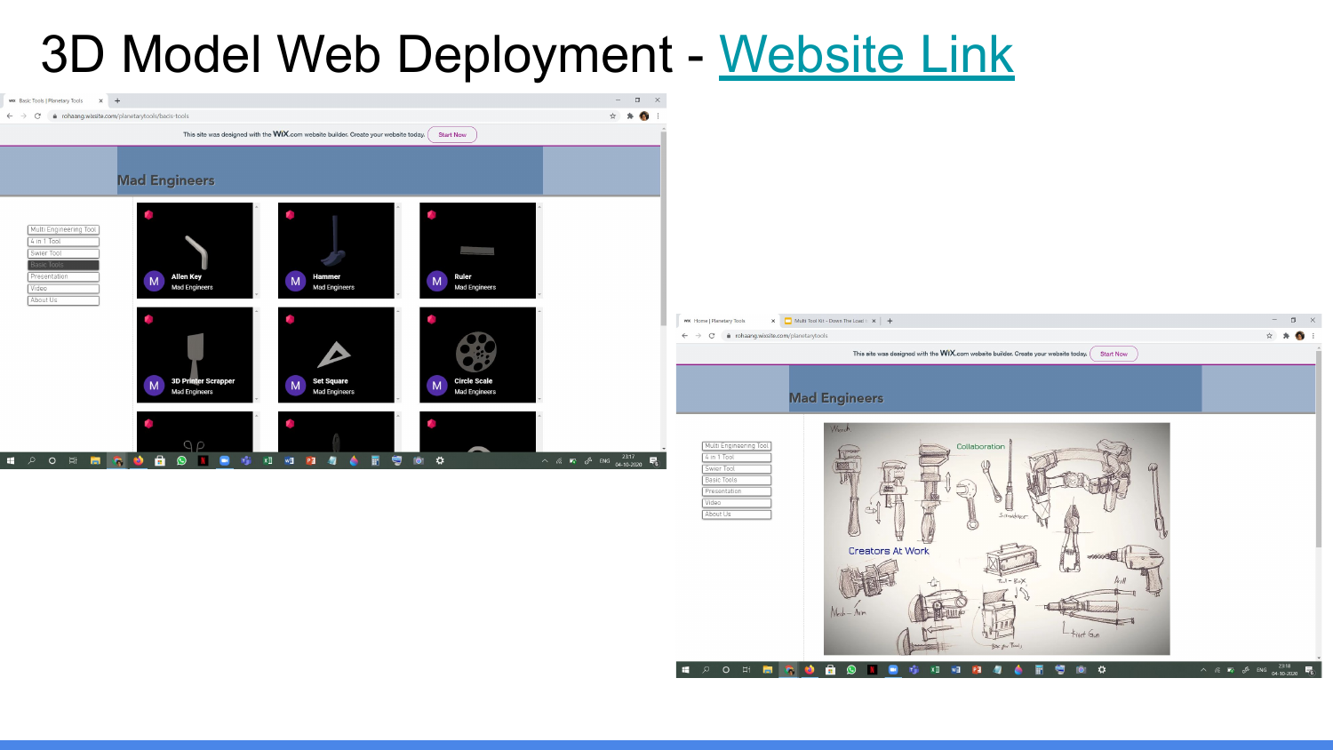# 3D Model Web Deployment - Website Link